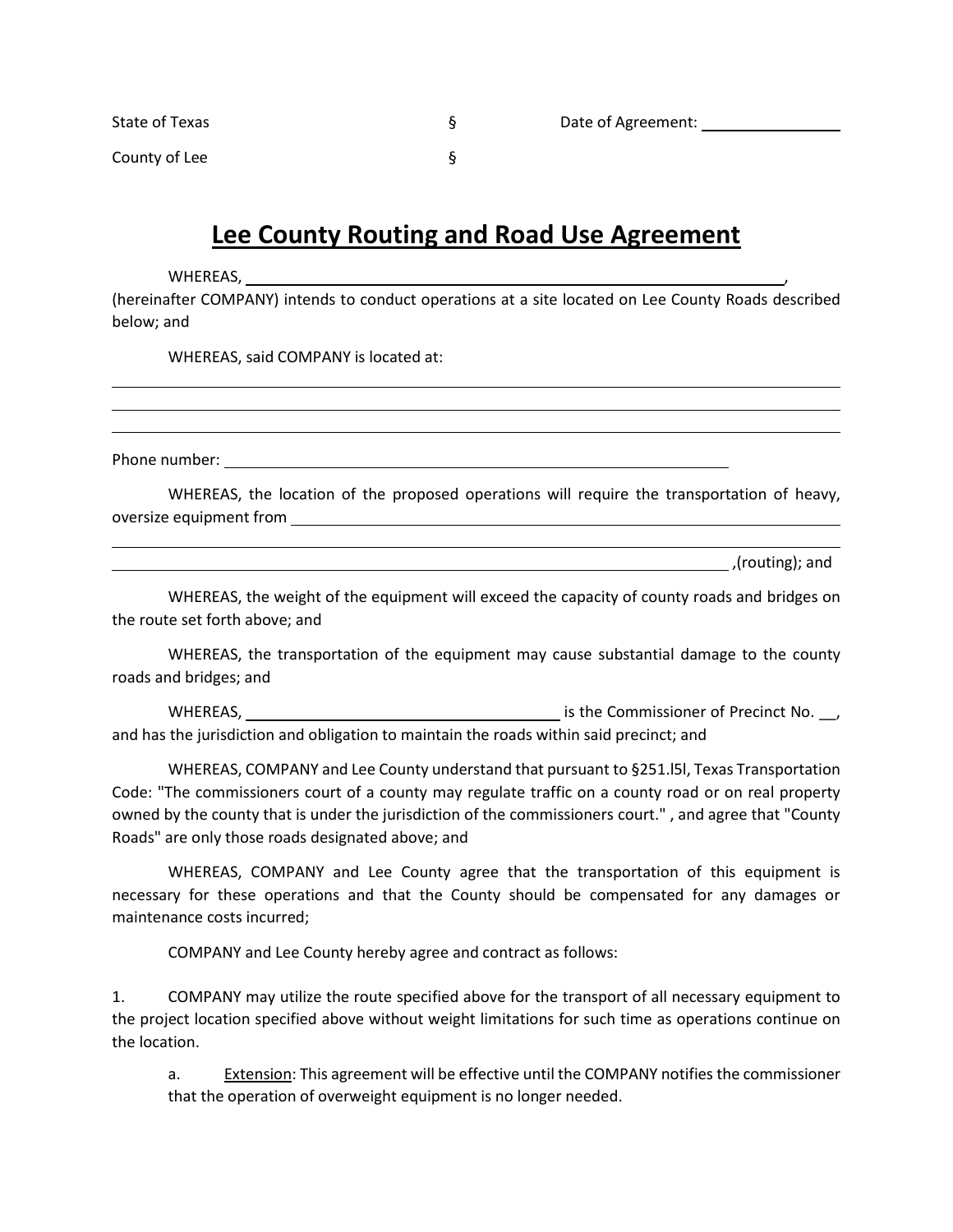State of Texas §  Date of Agreement: ________________

County of Lee §

# Lee County Routing and Road Use Agreement

WHEREAS, ________________________________________________________________, (hereinafter COMPANY) intends to conduct operations at a site located on Lee County Roads described below; and

WHEREAS, said COMPANY is located at:

________________________________________________________________

________________________________________________________________

________________________________________________________________

Phone number: ________________________________________________

WHEREAS, the location of the proposed operations will require the transportation of heavy, oversize equipment from ________________________________________________

________________________________________________________________

________________________________________________________________ ,(routing); and

WHEREAS, the weight of the equipment will exceed the capacity of county roads and bridges on the route set forth above; and

WHEREAS, the transportation of the equipment may cause substantial damage to the county roads and bridges; and

WHEREAS, ______________________________ is the Commissioner of Precinct No. __, and has the jurisdiction and obligation to maintain the roads within said precinct; and

WHEREAS, COMPANY and Lee County understand that pursuant to §251.l5l, Texas Transportation Code: "The commissioners court of a county may regulate traffic on a county road or on real property owned by the county that is under the jurisdiction of the commissioners court." , and agree that "County Roads" are only those roads designated above; and

WHEREAS, COMPANY and Lee County agree that the transportation of this equipment is necessary for these operations and that the County should be compensated for any damages or maintenance costs incurred;

COMPANY and Lee County hereby agree and contract as follows:

1. COMPANY may utilize the route specified above for the transport of all necessary equipment to the project location specified above without weight limitations for such time as operations continue on the location.

   a. Extension: This agreement will be effective until the COMPANY notifies the commissioner that the operation of overweight equipment is no longer needed.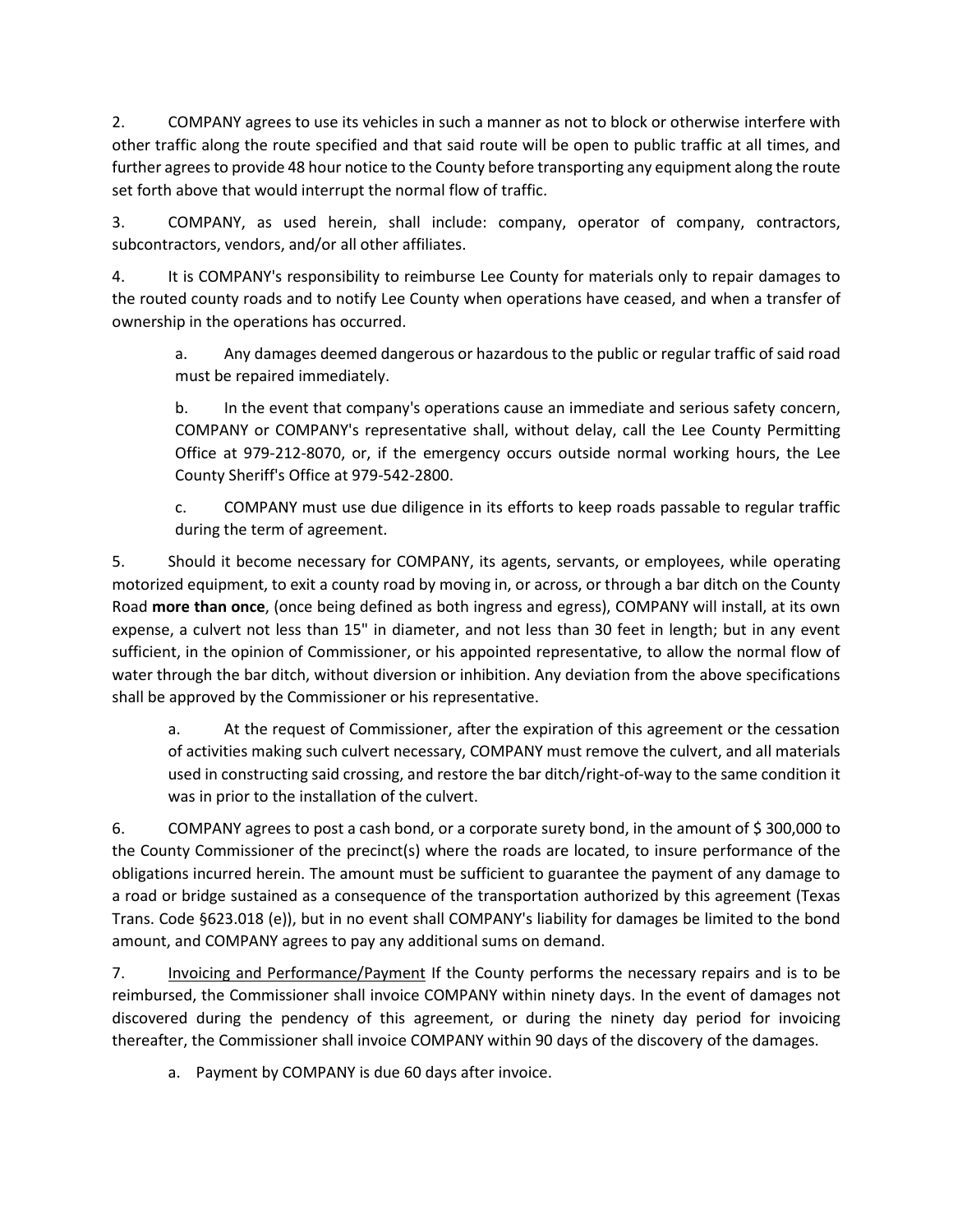2. COMPANY agrees to use its vehicles in such a manner as not to block or otherwise interfere with other traffic along the route specified and that said route will be open to public traffic at all times, and further agrees to provide 48 hour notice to the County before transporting any equipment along the route set forth above that would interrupt the normal flow of traffic.

3. COMPANY, as used herein, shall include: company, operator of company, contractors, subcontractors, vendors, and/or all other affiliates.

4. It is COMPANY's responsibility to reimburse Lee County for materials only to repair damages to the routed county roads and to notify Lee County when operations have ceased, and when a transfer of ownership in the operations has occurred.

    a. Any damages deemed dangerous or hazardous to the public or regular traffic of said road must be repaired immediately.

    b. In the event that company's operations cause an immediate and serious safety concern, COMPANY or COMPANY's representative shall, without delay, call the Lee County Permitting Office at 979-212-8070, or, if the emergency occurs outside normal working hours, the Lee County Sheriff's Office at 979-542-2800.

    c. COMPANY must use due diligence in its efforts to keep roads passable to regular traffic during the term of agreement.

5. Should it become necessary for COMPANY, its agents, servants, or employees, while operating motorized equipment, to exit a county road by moving in, or across, or through a bar ditch on the County Road **more than once**, (once being defined as both ingress and egress), COMPANY will install, at its own expense, a culvert not less than 15" in diameter, and not less than 30 feet in length; but in any event sufficient, in the opinion of Commissioner, or his appointed representative, to allow the normal flow of water through the bar ditch, without diversion or inhibition. Any deviation from the above specifications shall be approved by the Commissioner or his representative.

    a. At the request of Commissioner, after the expiration of this agreement or the cessation of activities making such culvert necessary, COMPANY must remove the culvert, and all materials used in constructing said crossing, and restore the bar ditch/right-of-way to the same condition it was in prior to the installation of the culvert.

6. COMPANY agrees to post a cash bond, or a corporate surety bond, in the amount of $ 300,000 to the County Commissioner of the precinct(s) where the roads are located, to insure performance of the obligations incurred herein. The amount must be sufficient to guarantee the payment of any damage to a road or bridge sustained as a consequence of the transportation authorized by this agreement (Texas Trans. Code §623.018 (e)), but in no event shall COMPANY's liability for damages be limited to the bond amount, and COMPANY agrees to pay any additional sums on demand.

7. Invoicing and Performance/Payment If the County performs the necessary repairs and is to be reimbursed, the Commissioner shall invoice COMPANY within ninety days. In the event of damages not discovered during the pendency of this agreement, or during the ninety day period for invoicing thereafter, the Commissioner shall invoice COMPANY within 90 days of the discovery of the damages.

    a. Payment by COMPANY is due 60 days after invoice.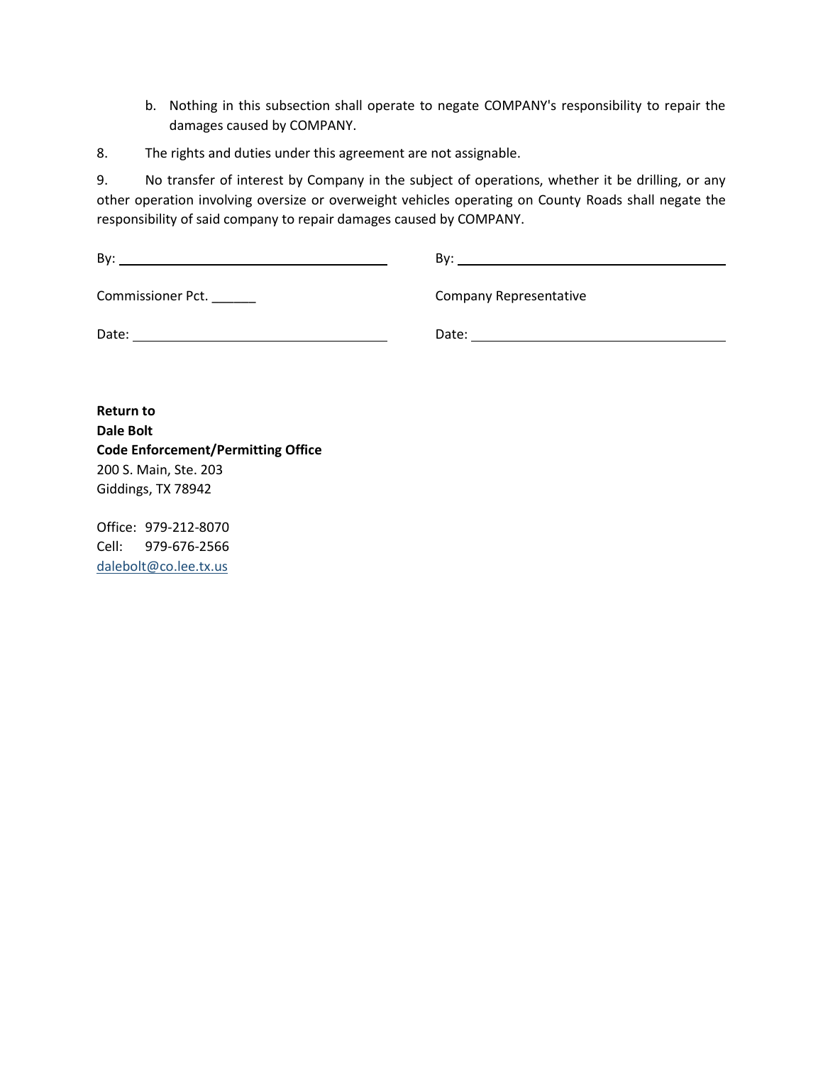b. Nothing in this subsection shall operate to negate COMPANY's responsibility to repair the damages caused by COMPANY.

8. The rights and duties under this agreement are not assignable.

9. No transfer of interest by Company in the subject of operations, whether it be drilling, or any other operation involving oversize or overweight vehicles operating on County Roads shall negate the responsibility of said company to repair damages caused by COMPANY.

| | |
|---|---|
| By: ______________________________ | By: ______________________________ |
| Commissioner Pct. ______ | Company Representative |
| Date: ______________________________ | Date: ______________________________ |

**Return to**
**Dale Bolt**
**Code Enforcement/Permitting Office**
200 S. Main, Ste. 203
Giddings, TX 78942

Office: 979-212-8070
Cell: 979-676-2566
dalebolt@co.lee.tx.us